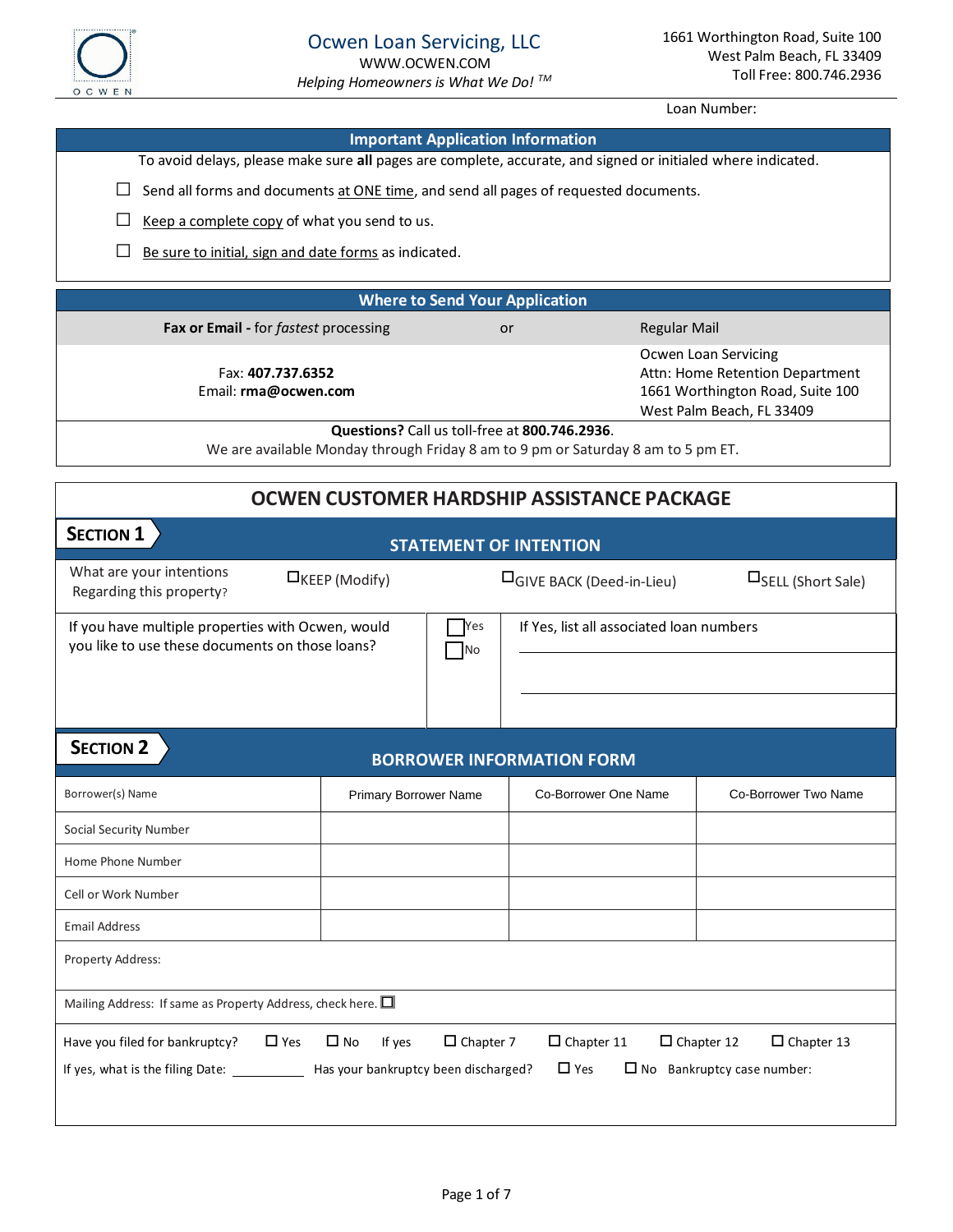**Ocwen Loan Servicing, LLC**
WWW.OCWEN.COM
*Helping Homeowners is What We Do!* ™

1661 Worthington Road, Suite 100
West Palm Beach, FL 33409
Toll Free: 800.746.2936

Loan Number:

## Important Application Information

To avoid delays, please make sure **all** pages are complete, accurate, and signed or initialed where indicated.

- ☐ Send all forms and documents at ONE time, and send all pages of requested documents.
- ☐ Keep a complete copy of what you send to us.
- ☐ Be sure to initial, sign and date forms as indicated.

## Where to Send Your Application

| **Fax or Email -** for *fastest* processing | or | Regular Mail |
|---|---|---|
| Fax: **407.737.6352**<br>Email: **rma@ocwen.com** | | Ocwen Loan Servicing<br>Attn: Home Retention Department<br>1661 Worthington Road, Suite 100<br>West Palm Beach, FL 33409 |

**Questions?** Call us toll-free at **800.746.2936**.
We are available Monday through Friday 8 am to 9 pm or Saturday 8 am to 5 pm ET.

# OCWEN CUSTOMER HARDSHIP ASSISTANCE PACKAGE

## SECTION 1 — STATEMENT OF INTENTION

What are your intentions Regarding this property? ☐ KEEP (Modify) ☐ GIVE BACK (Deed-in-Lieu) ☐ SELL (Short Sale)

If you have multiple properties with Ocwen, would you like to use these documents on those loans? ☐ Yes ☐ No

If Yes, list all associated loan numbers

_______________________________

_______________________________

## SECTION 2 — BORROWER INFORMATION FORM

| Borrower(s) Name | Primary Borrower Name | Co-Borrower One Name | Co-Borrower Two Name |
|---|---|---|---|
| Social Security Number | | | |
| Home Phone Number | | | |
| Cell or Work Number | | | |
| Email Address | | | |

Property Address:

Mailing Address: If same as Property Address, check here. ☐

Have you filed for bankruptcy? ☐ Yes ☐ No If yes ☐ Chapter 7 ☐ Chapter 11 ☐ Chapter 12 ☐ Chapter 13

If yes, what is the filing Date: __________ Has your bankruptcy been discharged? ☐ Yes ☐ No Bankruptcy case number: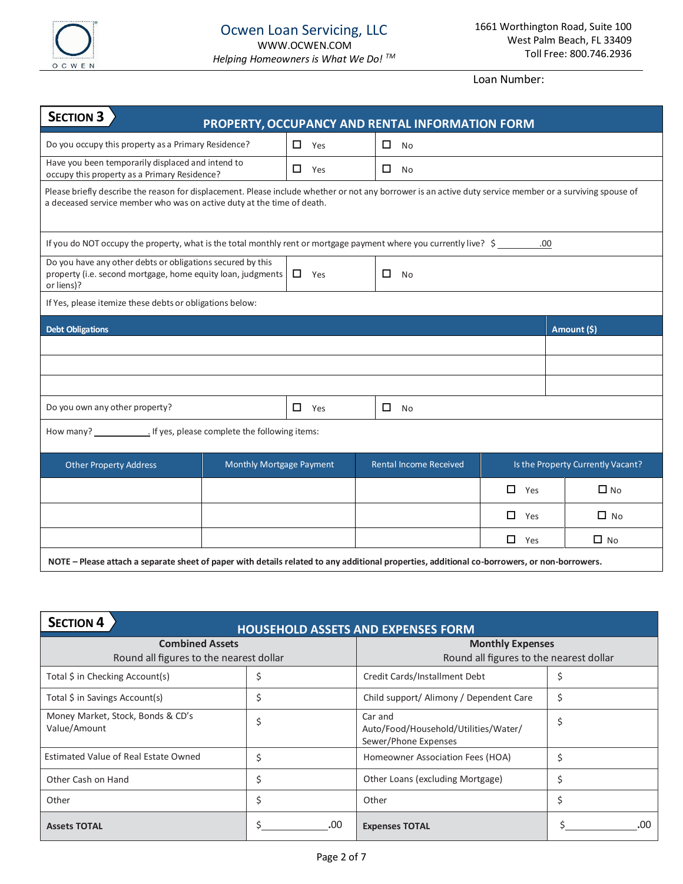Ocwen Loan Servicing, LLC
WWW.OCWEN.COM
*Helping Homeowners is What We Do!* ™

1661 Worthington Road, Suite 100
West Palm Beach, FL 33409
Toll Free: 800.746.2936

Loan Number:

## SECTION 3 — PROPERTY, OCCUPANCY AND RENTAL INFORMATION FORM

| | | |
|---|---|---|
| Do you occupy this property as a Primary Residence? | ☐ Yes | ☐ No |
| Have you been temporarily displaced and intend to occupy this property as a Primary Residence? | ☐ Yes | ☐ No |

Please briefly describe the reason for displacement. Please include whether or not any borrower is an active duty service member or a surviving spouse of a deceased service member who was on active duty at the time of death.

If you do NOT occupy the property, what is the total monthly rent or mortgage payment where you currently live? $ ________.00

| | | |
|---|---|---|
| Do you have any other debts or obligations secured by this property (i.e. second mortgage, home equity loan, judgments or liens)? | ☐ Yes | ☐ No |

If Yes, please itemize these debts or obligations below:

| Debt Obligations | Amount ($) |
|---|---|
| | |
| | |
| | |

| | | |
|---|---|---|
| Do you own any other property? | ☐ Yes | ☐ No |

How many? __________. If yes, please complete the following items:

| Other Property Address | Monthly Mortgage Payment | Rental Income Received | Is the Property Currently Vacant? | |
|---|---|---|---|---|
| | | | ☐ Yes | ☐ No |
| | | | ☐ Yes | ☐ No |
| | | | ☐ Yes | ☐ No |

**NOTE – Please attach a separate sheet of paper with details related to any additional properties, additional co-borrowers, or non-borrowers.**

## SECTION 4 — HOUSEHOLD ASSETS AND EXPENSES FORM

| **Combined Assets** Round all figures to the nearest dollar | | **Monthly Expenses** Round all figures to the nearest dollar | |
|---|---|---|---|
| Total $ in Checking Account(s) | $ | Credit Cards/Installment Debt | $ |
| Total $ in Savings Account(s) | $ | Child support/ Alimony / Dependent Care | $ |
| Money Market, Stock, Bonds & CD's Value/Amount | $ | Car and Auto/Food/Household/Utilities/Water/ Sewer/Phone Expenses | $ |
| Estimated Value of Real Estate Owned | $ | Homeowner Association Fees (HOA) | $ |
| Other Cash on Hand | $ | Other Loans (excluding Mortgage) | $ |
| Other | $ | Other | $ |
| **Assets TOTAL** | $__________.00 | **Expenses TOTAL** | $__________.00 |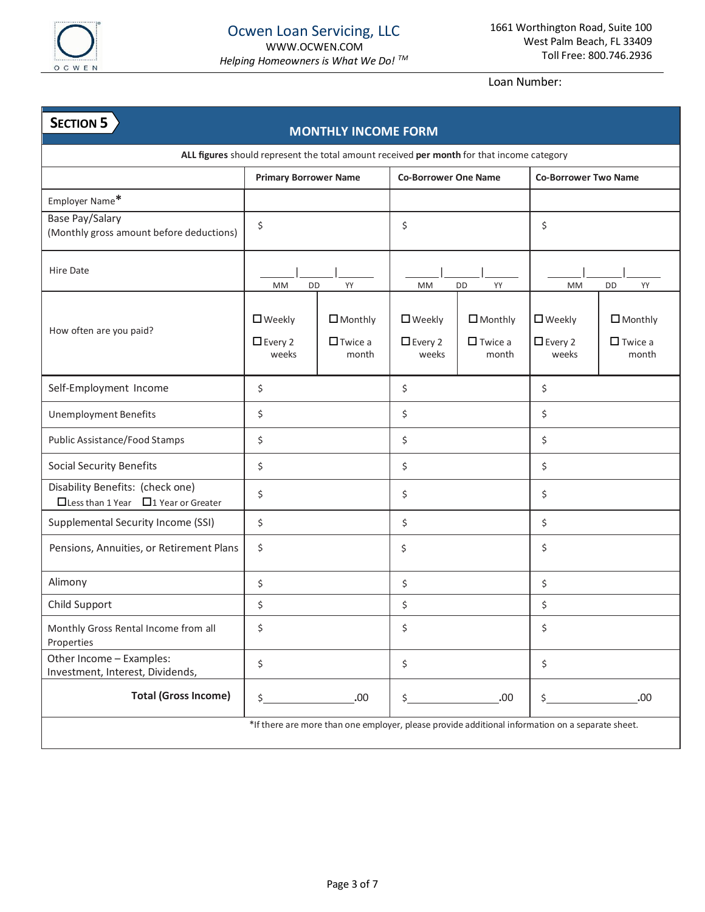Ocwen Loan Servicing, LLC
WWW.OCWEN.COM
*Helping Homeowners is What We Do! TM*

1661 Worthington Road, Suite 100
West Palm Beach, FL 33409
Toll Free: 800.746.2936

Loan Number:

## SECTION 5

## MONTHLY INCOME FORM

**ALL figures** should represent the total amount received **per month** for that income category

| | **Primary Borrower Name** | | **Co-Borrower One Name** | | **Co-Borrower Two Name** | |
|---|---|---|---|---|---|---|
| Employer Name* | | | | | | |
| Base Pay/Salary (Monthly gross amount before deductions) | $ | | $ | | $ | |
| Hire Date | \_\_\_\_\|\_\_\_\_\|\_\_\_\_ MM DD YY | | \_\_\_\_\|\_\_\_\_\|\_\_\_\_ MM DD YY | | \_\_\_\_\|\_\_\_\_\|\_\_\_\_ MM DD YY | |
| How often are you paid? | ☐ Weekly ☐ Every 2 weeks | ☐ Monthly ☐ Twice a month | ☐ Weekly ☐ Every 2 weeks | ☐ Monthly ☐ Twice a month | ☐ Weekly ☐ Every 2 weeks | ☐ Monthly ☐ Twice a month |
| Self-Employment Income | $ | | $ | | $ | |
| Unemployment Benefits | $ | | $ | | $ | |
| Public Assistance/Food Stamps | $ | | $ | | $ | |
| Social Security Benefits | $ | | $ | | $ | |
| Disability Benefits: (check one) ☐ Less than 1 Year ☐ 1 Year or Greater | $ | | $ | | $ | |
| Supplemental Security Income (SSI) | $ | | $ | | $ | |
| Pensions, Annuities, or Retirement Plans | $ | | $ | | $ | |
| Alimony | $ | | $ | | $ | |
| Child Support | $ | | $ | | $ | |
| Monthly Gross Rental Income from all Properties | $ | | $ | | $ | |
| Other Income – Examples: Investment, Interest, Dividends, | $ | | $ | | $ | |
| **Total (Gross Income)** | $\_\_\_\_\_\_\_\_\_\_.00 | | $\_\_\_\_\_\_\_\_\_\_.00 | | $\_\_\_\_\_\_\_\_\_\_.00 | |

*If there are more than one employer, please provide additional information on a separate sheet.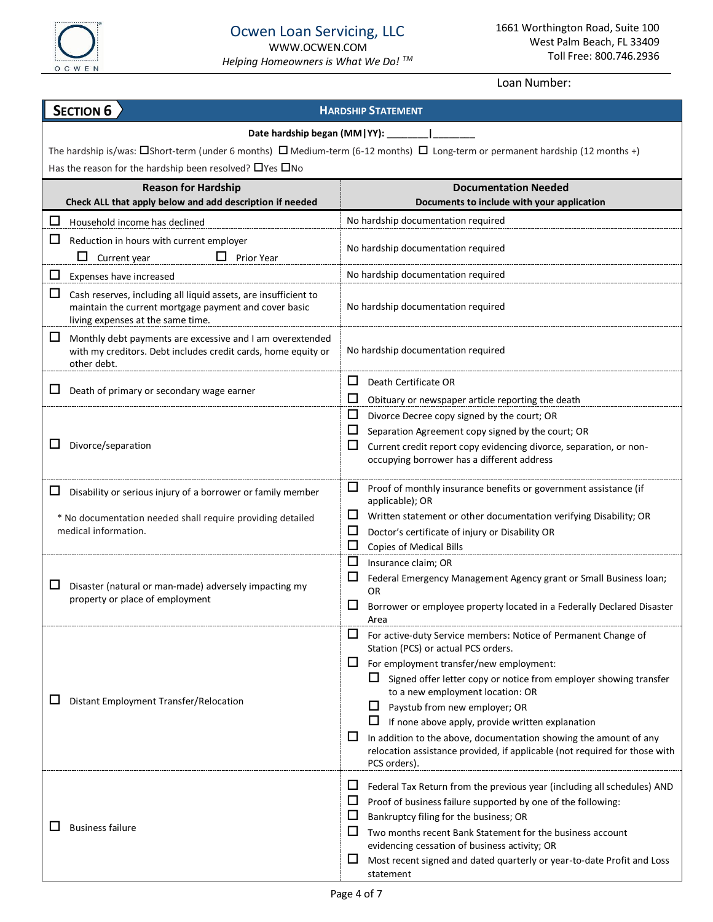**Ocwen Loan Servicing, LLC**
WWW.OCWEN.COM
*Helping Homeowners is What We Do!* ™

1661 Worthington Road, Suite 100
West Palm Beach, FL 33409
Toll Free: 800.746.2936

Loan Number:

## SECTION 6 — HARDSHIP STATEMENT

**Date hardship began (MM|YY): ________|________**

The hardship is/was: ☐ Short-term (under 6 months) ☐ Medium-term (6-12 months) ☐ Long-term or permanent hardship (12 months +)

Has the reason for the hardship been resolved? ☐ Yes ☐ No

| **Reason for Hardship**<br>**Check ALL that apply below and add description if needed** | **Documentation Needed**<br>**Documents to include with your application** |
|---|---|
| ☐ Household income has declined | No hardship documentation required |
| ☐ Reduction in hours with current employer<br>☐ Current year ☐ Prior Year | No hardship documentation required |
| ☐ Expenses have increased | No hardship documentation required |
| ☐ Cash reserves, including all liquid assets, are insufficient to maintain the current mortgage payment and cover basic living expenses at the same time. | No hardship documentation required |
| ☐ Monthly debt payments are excessive and I am overextended with my creditors. Debt includes credit cards, home equity or other debt. | No hardship documentation required |
| ☐ Death of primary or secondary wage earner | ☐ Death Certificate OR<br>☐ Obituary or newspaper article reporting the death |
| ☐ Divorce/separation | ☐ Divorce Decree copy signed by the court; OR<br>☐ Separation Agreement copy signed by the court; OR<br>☐ Current credit report copy evidencing divorce, separation, or non-occupying borrower has a different address |
| ☐ Disability or serious injury of a borrower or family member<br><br>* No documentation needed shall require providing detailed medical information. | ☐ Proof of monthly insurance benefits or government assistance (if applicable); OR<br>☐ Written statement or other documentation verifying Disability; OR<br>☐ Doctor's certificate of injury or Disability OR<br>☐ Copies of Medical Bills |
| ☐ Disaster (natural or man-made) adversely impacting my property or place of employment | ☐ Insurance claim; OR<br>☐ Federal Emergency Management Agency grant or Small Business loan; OR<br>☐ Borrower or employee property located in a Federally Declared Disaster Area |
| ☐ Distant Employment Transfer/Relocation | ☐ For active-duty Service members: Notice of Permanent Change of Station (PCS) or actual PCS orders.<br>☐ For employment transfer/new employment:<br>&nbsp;&nbsp;&nbsp;&nbsp;☐ Signed offer letter copy or notice from employer showing transfer to a new employment location: OR<br>&nbsp;&nbsp;&nbsp;&nbsp;☐ Paystub from new employer; OR<br>&nbsp;&nbsp;&nbsp;&nbsp;☐ If none above apply, provide written explanation<br>☐ In addition to the above, documentation showing the amount of any relocation assistance provided, if applicable (not required for those with PCS orders). |
| ☐ Business failure | ☐ Federal Tax Return from the previous year (including all schedules) AND<br>☐ Proof of business failure supported by one of the following:<br>☐ Bankruptcy filing for the business; OR<br>☐ Two months recent Bank Statement for the business account evidencing cessation of business activity; OR<br>☐ Most recent signed and dated quarterly or year-to-date Profit and Loss statement |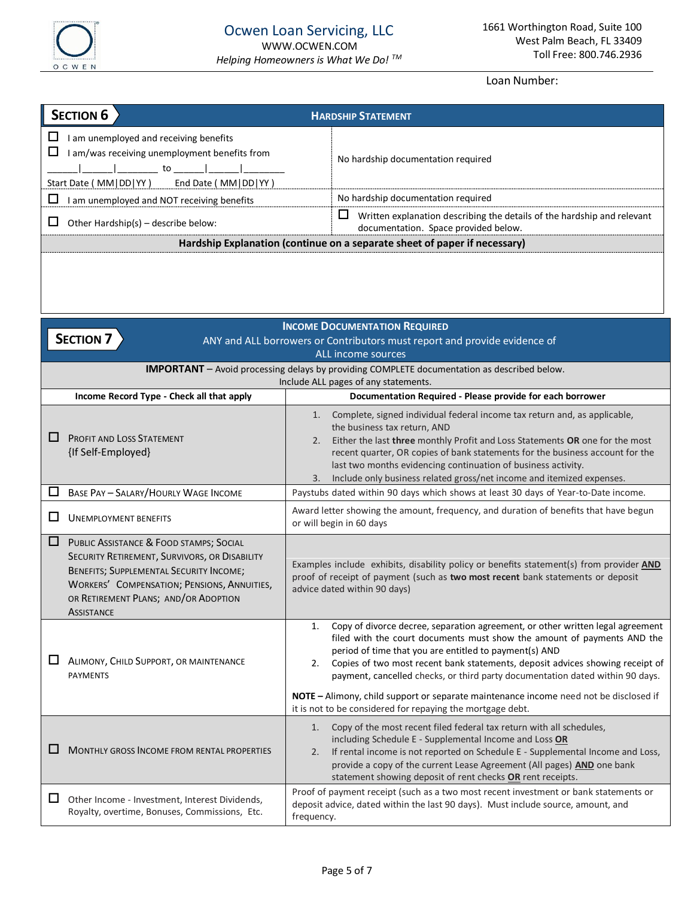Ocwen Loan Servicing, LLC
WWW.OCWEN.COM
*Helping Homeowners is What We Do!* ™

1661 Worthington Road, Suite 100
West Palm Beach, FL 33409
Toll Free: 800.746.2936

Loan Number:

## SECTION 6 — HARDSHIP STATEMENT

| | |
|---|---|
| ☐ I am unemployed and receiving benefits<br>☐ I am/was receiving unemployment benefits from<br>\_\_\_\_\_\_\|\_\_\_\_\_\_\|\_\_\_\_\_\_\_\_ to \_\_\_\_\_\_\|\_\_\_\_\_\_\|\_\_\_\_\_\_\_\_<br>Start Date ( MM\|DD\|YY ) End Date ( MM\|DD\|YY ) | No hardship documentation required |
| ☐ I am unemployed and NOT receiving benefits | No hardship documentation required |
| ☐ Other Hardship(s) – describe below: | ☐ Written explanation describing the details of the hardship and relevant documentation. Space provided below. |

**Hardship Explanation (continue on a separate sheet of paper if necessary)**

## SECTION 7 — INCOME DOCUMENTATION REQUIRED

ANY and ALL borrowers or Contributors must report and provide evidence of ALL income sources

**IMPORTANT** – Avoid processing delays by providing COMPLETE documentation as described below. Include ALL pages of any statements.

| Income Record Type - Check all that apply | Documentation Required - Please provide for each borrower |
|---|---|
| ☐ PROFIT AND LOSS STATEMENT {If Self-Employed} | 1. Complete, signed individual federal income tax return and, as applicable, the business tax return, AND<br>2. Either the last **three** monthly Profit and Loss Statements **OR** one for the most recent quarter, OR copies of bank statements for the business account for the last two months evidencing continuation of business activity.<br>3. Include only business related gross/net income and itemized expenses. |
| ☐ BASE PAY – SALARY/HOURLY WAGE INCOME | Paystubs dated within 90 days which shows at least 30 days of Year-to-Date income. |
| ☐ UNEMPLOYMENT BENEFITS | Award letter showing the amount, frequency, and duration of benefits that have begun or will begin in 60 days |
| ☐ PUBLIC ASSISTANCE & FOOD STAMPS; SOCIAL SECURITY RETIREMENT, SURVIVORS, OR DISABILITY BENEFITS; SUPPLEMENTAL SECURITY INCOME; WORKERS' COMPENSATION; PENSIONS, ANNUITIES, OR RETIREMENT PLANS; AND/OR ADOPTION ASSISTANCE | Examples include exhibits, disability policy or benefits statement(s) from provider **AND** proof of receipt of payment (such as **two most recent** bank statements or deposit advice dated within 90 days) |
| ☐ ALIMONY, CHILD SUPPORT, OR MAINTENANCE PAYMENTS | 1. Copy of divorce decree, separation agreement, or other written legal agreement filed with the court documents must show the amount of payments AND the period of time that you are entitled to payment(s) AND<br>2. Copies of two most recent bank statements, deposit advices showing receipt of payment, cancelled checks, or third party documentation dated within 90 days.<br><br>**NOTE –** Alimony, child support or separate maintenance income need not be disclosed if it is not to be considered for repaying the mortgage debt. |
| ☐ MONTHLY GROSS INCOME FROM RENTAL PROPERTIES | 1. Copy of the most recent filed federal tax return with all schedules, including Schedule E - Supplemental Income and Loss **OR**<br>2. If rental income is not reported on Schedule E - Supplemental Income and Loss, provide a copy of the current Lease Agreement (All pages) **AND** one bank statement showing deposit of rent checks **OR** rent receipts. |
| ☐ Other Income - Investment, Interest Dividends, Royalty, overtime, Bonuses, Commissions, Etc. | Proof of payment receipt (such as a two most recent investment or bank statements or deposit advice, dated within the last 90 days). Must include source, amount, and frequency. |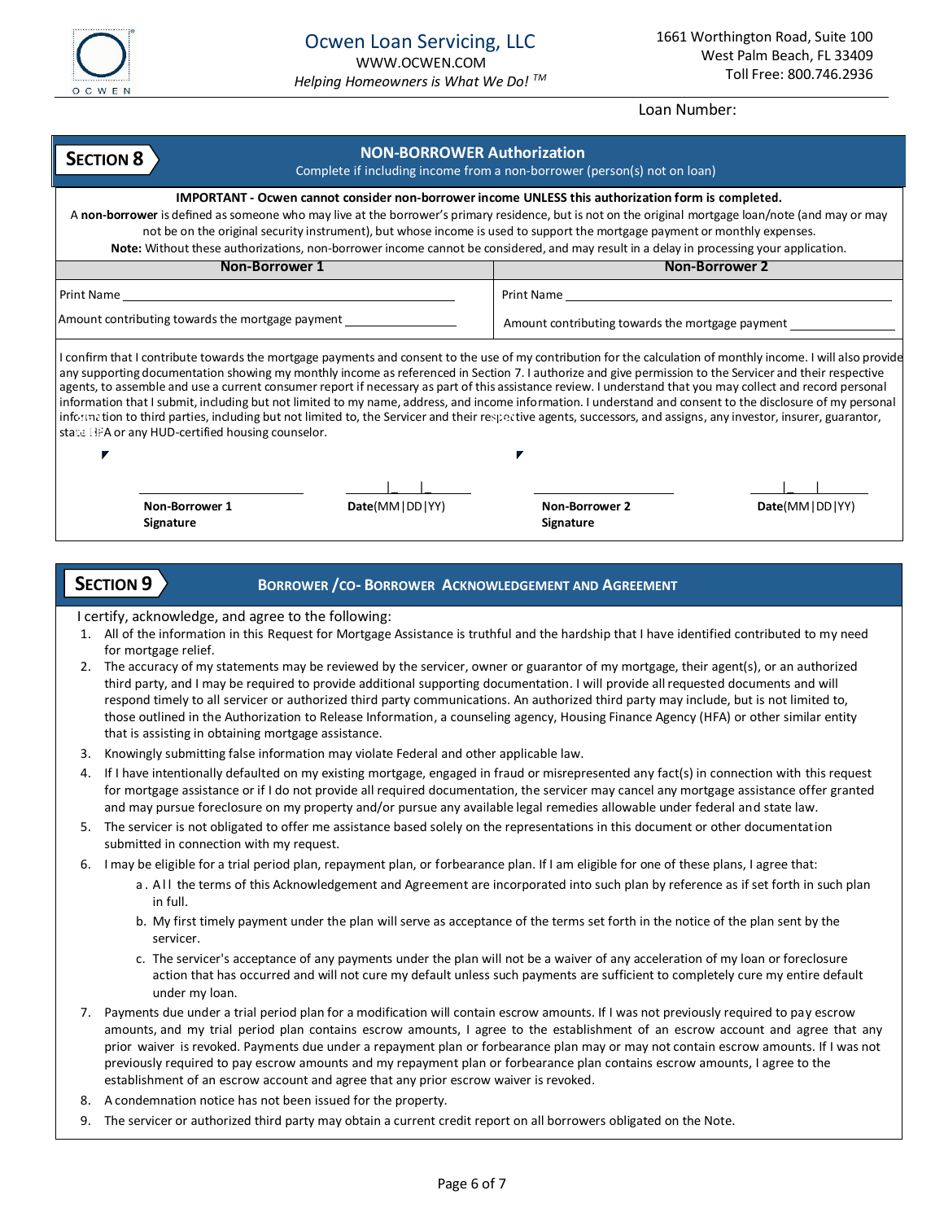Ocwen Loan Servicing, LLC
WWW.OCWEN.COM
*Helping Homeowners is What We Do!* TM

1661 Worthington Road, Suite 100
West Palm Beach, FL 33409
Toll Free: 800.746.2936

Loan Number:

## SECTION 8 — NON-BORROWER Authorization

Complete if including income from a non-borrower (person(s) not on loan)

**IMPORTANT - Ocwen cannot consider non-borrower income UNLESS this authorization form is completed.**

A **non-borrower** is defined as someone who may live at the borrower's primary residence, but is not on the original mortgage loan/note (and may or may not be on the original security instrument), but whose income is used to support the mortgage payment or monthly expenses.

**Note:** Without these authorizations, non-borrower income cannot be considered, and may result in a delay in processing your application.

| Non-Borrower 1 | Non-Borrower 2 |
|---|---|
| Print Name ______________________ | Print Name ______________________ |
| Amount contributing towards the mortgage payment __________ | Amount contributing towards the mortgage payment __________ |

I confirm that I contribute towards the mortgage payments and consent to the use of my contribution for the calculation of monthly income. I will also provide any supporting documentation showing my monthly income as referenced in Section 7. I authorize and give permission to the Servicer and their respective agents, to assemble and use a current consumer report if necessary as part of this assistance review. I understand that you may collect and record personal information that I submit, including but not limited to my name, address, and income information. I understand and consent to the disclosure of my personal information to third parties, including but not limited to, the Servicer and their respective agents, successors, and assigns, any investor, insurer, guarantor, state HFA or any HUD-certified housing counselor.

| ______________________ | ___/___/___ | ______________________ | ___/___/___ |
|---|---|---|---|
| **Non-Borrower 1 Signature** | **Date**(MM\|DD\|YY) | **Non-Borrower 2 Signature** | **Date**(MM\|DD\|YY) |

## SECTION 9 — BORROWER / CO- BORROWER ACKNOWLEDGEMENT AND AGREEMENT

I certify, acknowledge, and agree to the following:

1. All of the information in this Request for Mortgage Assistance is truthful and the hardship that I have identified contributed to my need for mortgage relief.
2. The accuracy of my statements may be reviewed by the servicer, owner or guarantor of my mortgage, their agent(s), or an authorized third party, and I may be required to provide additional supporting documentation. I will provide all requested documents and will respond timely to all servicer or authorized third party communications. An authorized third party may include, but is not limited to, those outlined in the Authorization to Release Information, a counseling agency, Housing Finance Agency (HFA) or other similar entity that is assisting in obtaining mortgage assistance.
3. Knowingly submitting false information may violate Federal and other applicable law.
4. If I have intentionally defaulted on my existing mortgage, engaged in fraud or misrepresented any fact(s) in connection with this request for mortgage assistance or if I do not provide all required documentation, the servicer may cancel any mortgage assistance offer granted and may pursue foreclosure on my property and/or pursue any available legal remedies allowable under federal and state law.
5. The servicer is not obligated to offer me assistance based solely on the representations in this document or other documentation submitted in connection with my request.
6. I may be eligible for a trial period plan, repayment plan, or forbearance plan. If I am eligible for one of these plans, I agree that:
   a. All the terms of this Acknowledgement and Agreement are incorporated into such plan by reference as if set forth in such plan in full.
   b. My first timely payment under the plan will serve as acceptance of the terms set forth in the notice of the plan sent by the servicer.
   c. The servicer's acceptance of any payments under the plan will not be a waiver of any acceleration of my loan or foreclosure action that has occurred and will not cure my default unless such payments are sufficient to completely cure my entire default under my loan.
7. Payments due under a trial period plan for a modification will contain escrow amounts. If I was not previously required to pay escrow amounts, and my trial period plan contains escrow amounts, I agree to the establishment of an escrow account and agree that any prior waiver is revoked. Payments due under a repayment plan or forbearance plan may or may not contain escrow amounts. If I was not previously required to pay escrow amounts and my repayment plan or forbearance plan contains escrow amounts, I agree to the establishment of an escrow account and agree that any prior escrow waiver is revoked.
8. A condemnation notice has not been issued for the property.
9. The servicer or authorized third party may obtain a current credit report on all borrowers obligated on the Note.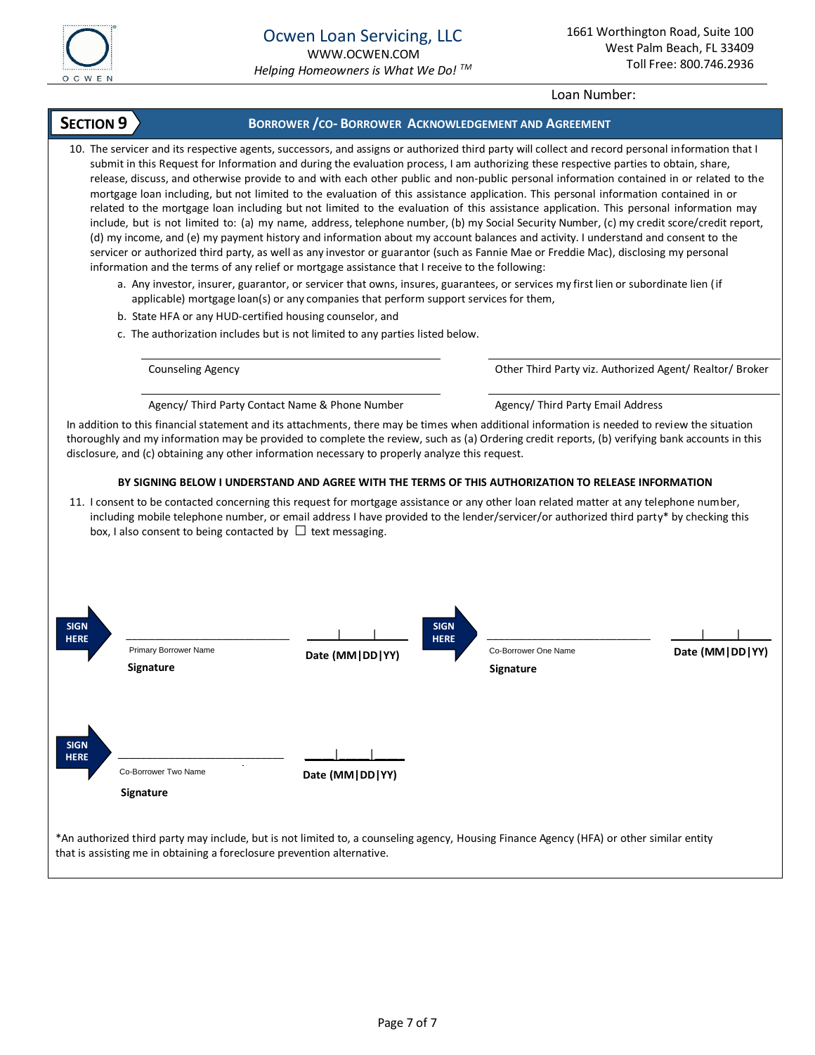Ocwen Loan Servicing, LLC
WWW.OCWEN.COM
*Helping Homeowners is What We Do!* ™

1661 Worthington Road, Suite 100
West Palm Beach, FL 33409
Toll Free: 800.746.2936

Loan Number:

## SECTION 9 — BORROWER /CO- BORROWER ACKNOWLEDGEMENT AND AGREEMENT

10. The servicer and its respective agents, successors, and assigns or authorized third party will collect and record personal information that I submit in this Request for Information and during the evaluation process, I am authorizing these respective parties to obtain, share, release, discuss, and otherwise provide to and with each other public and non-public personal information contained in or related to the mortgage loan including, but not limited to the evaluation of this assistance application. This personal information contained in or related to the mortgage loan including but not limited to the evaluation of this assistance application. This personal information may include, but is not limited to: (a) my name, address, telephone number, (b) my Social Security Number, (c) my credit score/credit report, (d) my income, and (e) my payment history and information about my account balances and activity. I understand and consent to the servicer or authorized third party, as well as any investor or guarantor (such as Fannie Mae or Freddie Mac), disclosing my personal information and the terms of any relief or mortgage assistance that I receive to the following:
    a. Any investor, insurer, guarantor, or servicer that owns, insures, guarantees, or services my first lien or subordinate lien (if applicable) mortgage loan(s) or any companies that perform support services for them,
    b. State HFA or any HUD-certified housing counselor, and
    c. The authorization includes but is not limited to any parties listed below.

| | |
|---|---|
| Counseling Agency | Other Third Party viz. Authorized Agent/ Realtor/ Broker |
| Agency/ Third Party Contact Name & Phone Number | Agency/ Third Party Email Address |

In addition to this financial statement and its attachments, there may be times when additional information is needed to review the situation thoroughly and my information may be provided to complete the review, such as (a) Ordering credit reports, (b) verifying bank accounts in this disclosure, and (c) obtaining any other information necessary to properly analyze this request.

**BY SIGNING BELOW I UNDERSTAND AND AGREE WITH THE TERMS OF THIS AUTHORIZATION TO RELEASE INFORMATION**

11. I consent to be contacted concerning this request for mortgage assistance or any other loan related matter at any telephone number, including mobile telephone number, or email address I have provided to the lender/servicer/or authorized third party* by checking this box, I also consent to being contacted by ☐ text messaging.

SIGN HERE

______________________________
Primary Borrower Name
**Signature**

____|____|____
**Date (MM|DD|YY)**

SIGN HERE

______________________________
Co-Borrower One Name
**Signature**

____|____|____
**Date (MM|DD|YY)**

SIGN HERE

______________________________
Co-Borrower Two Name
**Signature**

____|____|____
**Date (MM|DD|YY)**

*An authorized third party may include, but is not limited to, a counseling agency, Housing Finance Agency (HFA) or other similar entity that is assisting me in obtaining a foreclosure prevention alternative.